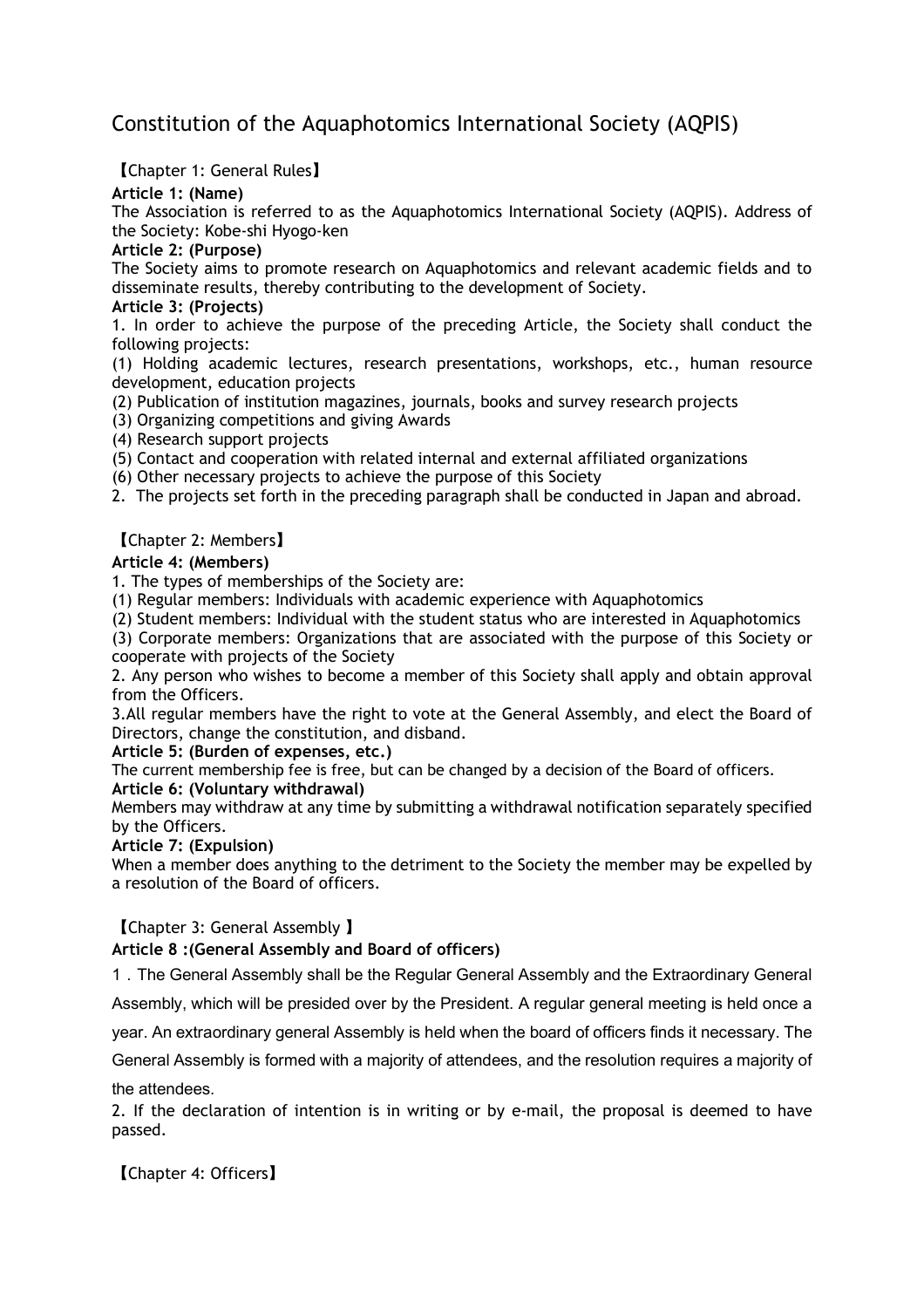# Constitution of the Aquaphotomics International Society (AQPIS)

## 【Chapter 1: General Rules】

**Article 1: (Name)**

The Association is referred to as the Aquaphotomics International Society (AQPIS). Address of the Society: Kobe-shi Hyogo-ken

**Article 2: (Purpose)**

The Society aims to promote research on Aquaphotomics and relevant academic fields and to disseminate results, thereby contributing to the development of Society.

**Article 3: (Projects)**

1. In order to achieve the purpose of the preceding Article, the Society shall conduct the following projects:

(1) Holding academic lectures, research presentations, workshops, etc., human resource development, education projects

(2) Publication of institution magazines, journals, books and survey research projects

(3) Organizing competitions and giving Awards

(4) Research support projects

(5) Contact and cooperation with related internal and external affiliated organizations

(6) Other necessary projects to achieve the purpose of this Society

2. The projects set forth in the preceding paragraph shall be conducted in Japan and abroad.

## 【Chapter 2: Members】

**Article 4: (Members)**

1. The types of memberships of the Society are:

(1) Regular members: Individuals with academic experience with Aquaphotomics

(2) Student members: Individual with the student status who are interested in Aquaphotomics

(3) Corporate members: Organizations that are associated with the purpose of this Society or cooperate with projects of the Society

2. Any person who wishes to become a member of this Society shall apply and obtain approval from the Officers.

3.All regular members have the right to vote at the General Assembly, and elect the Board of Directors, change the constitution, and disband.

**Article 5: (Burden of expenses, etc.)**

The current membership fee is free, but can be changed by a decision of the Board of officers.

**Article 6: (Voluntary withdrawal)**

Members may withdraw at any time by submitting a withdrawal notification separately specified by the Officers.

**Article 7: (Expulsion)**

When a member does anything to the detriment to the Society the member may be expelled by a resolution of the Board of officers.

## 【Chapter 3: General Assembly 】

**Article 8 :(General Assembly and Board of officers)**

1 . The General Assembly shall be the Regular General Assembly and the Extraordinary General Assembly, which will be presided over by the President. A regular general meeting is held once a year. An extraordinary general Assembly is held when the board of officers finds it necessary. The General Assembly is formed with a majority of attendees, and the resolution requires a majority of the attendees.

2. If the declaration of intention is in writing or by e-mail, the proposal is deemed to have passed.

## 【Chapter 4: Officers】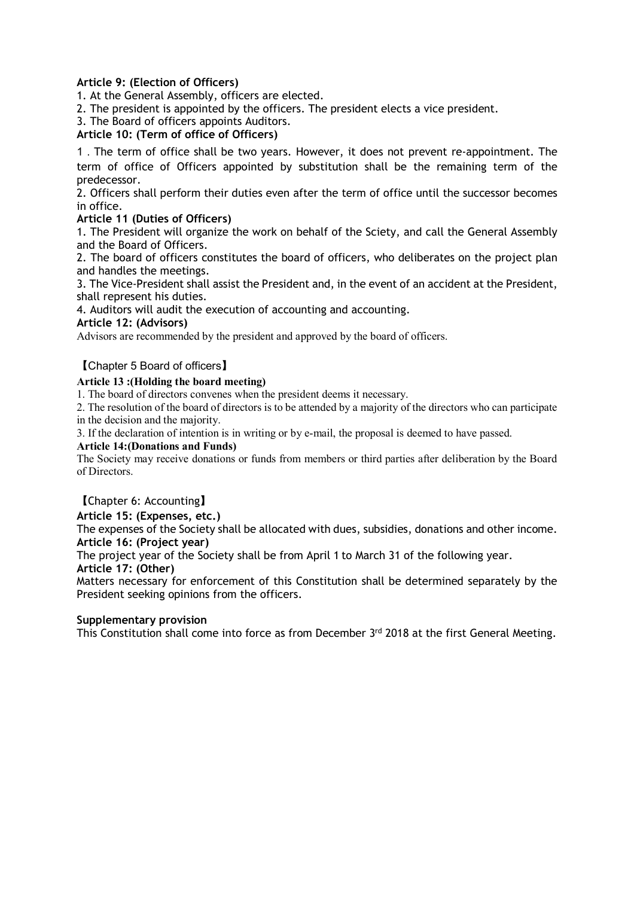**Article 9: (Election of Officers)**

1. At the General Assembly, officers are elected.
2. The president is appointed by the officers. The president elects a vice president.
3. The Board of officers appoints Auditors.

**Article 10: (Term of office of Officers)**

1. The term of office shall be two years. However, it does not prevent re-appointment. The term of office of Officers appointed by substitution shall be the remaining term of the predecessor.
2. Officers shall perform their duties even after the term of office until the successor becomes in office.

**Article 11 (Duties of Officers)**

1. The President will organize the work on behalf of the Sciety, and call the General Assembly and the Board of Officers.
2. The board of officers constitutes the board of officers, who deliberates on the project plan and handles the meetings.
3. The Vice-President shall assist the President and, in the event of an accident at the President, shall represent his duties.
4. Auditors will audit the execution of accounting and accounting.

**Article 12: (Advisors)**

Advisors are recommended by the president and approved by the board of officers.

## 【Chapter 5 Board of officers】

**Article 13 :(Holding the board meeting)**

1. The board of directors convenes when the president deems it necessary.
2. The resolution of the board of directors is to be attended by a majority of the directors who can participate in the decision and the majority.
3. If the declaration of intention is in writing or by e-mail, the proposal is deemed to have passed.

**Article 14:(Donations and Funds)**

The Society may receive donations or funds from members or third parties after deliberation by the Board of Directors.

## 【Chapter 6: Accounting】

**Article 15: (Expenses, etc.)**

The expenses of the Society shall be allocated with dues, subsidies, donations and other income.

**Article 16: (Project year)**

The project year of the Society shall be from April 1 to March 31 of the following year.

**Article 17: (Other)**

Matters necessary for enforcement of this Constitution shall be determined separately by the President seeking opinions from the officers.

**Supplementary provision**

This Constitution shall come into force as from December 3rd 2018 at the first General Meeting.